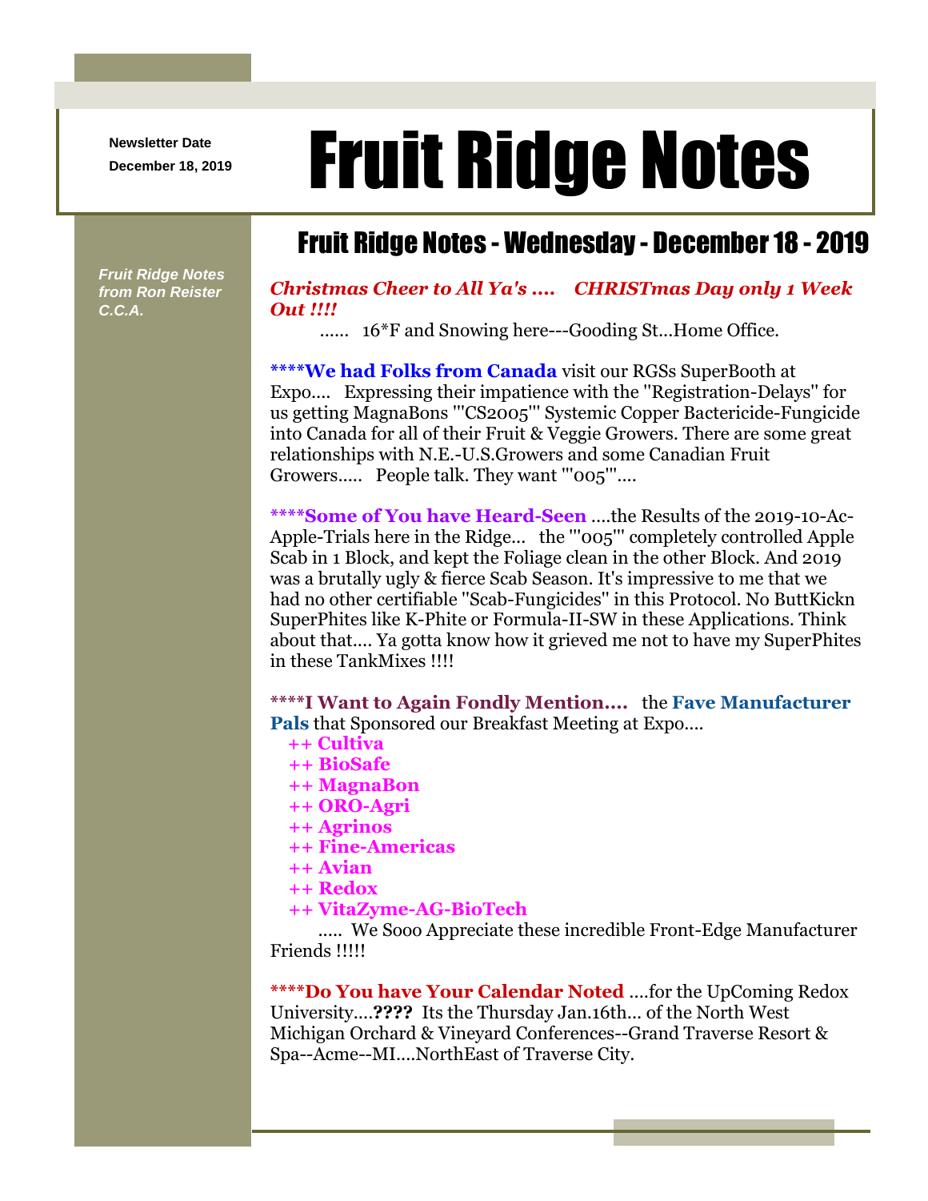Newsletter Date
December 18, 2019

# Fruit Ridge Notes

*Fruit Ridge Notes from Ron Reister C.C.A.*

## Fruit Ridge Notes - Wednesday - December 18 - 2019

***Christmas Cheer to All Ya's .... CHRISTmas Day only 1 Week Out !!!!***

...... 16*F and Snowing here---Gooding St...Home Office.

**\*\*\*\*We had Folks from Canada** visit our RGSs SuperBooth at Expo.... Expressing their impatience with the "Registration-Delays" for us getting MagnaBons '"CS2005"' Systemic Copper Bactericide-Fungicide into Canada for all of their Fruit & Veggie Growers. There are some great relationships with N.E.-U.S.Growers and some Canadian Fruit Growers..... People talk. They want '"005"'....

**\*\*\*\*Some of You have Heard-Seen** ....the Results of the 2019-10-Ac-Apple-Trials here in the Ridge... the '"005"' completely controlled Apple Scab in 1 Block, and kept the Foliage clean in the other Block. And 2019 was a brutally ugly & fierce Scab Season. It's impressive to me that we had no other certifiable "Scab-Fungicides" in this Protocol. No ButtKickn SuperPhites like K-Phite or Formula-II-SW in these Applications. Think about that.... Ya gotta know how it grieved me not to have my SuperPhites in these TankMixes !!!!

**\*\*\*\*I Want to Again Fondly Mention....** the **Fave Manufacturer Pals** that Sponsored our Breakfast Meeting at Expo....

- **++ Cultiva**
- **++ BioSafe**
- **++ MagnaBon**
- **++ ORO-Agri**
- **++ Agrinos**
- **++ Fine-Americas**
- **++ Avian**
- **++ Redox**
- **++ VitaZyme-AG-BioTech**

..... We Sooo Appreciate these incredible Front-Edge Manufacturer Friends !!!!!

**\*\*\*\*Do You have Your Calendar Noted** ....for the UpComing Redox University....**????** Its the Thursday Jan.16th... of the North West Michigan Orchard & Vineyard Conferences--Grand Traverse Resort & Spa--Acme--MI....NorthEast of Traverse City.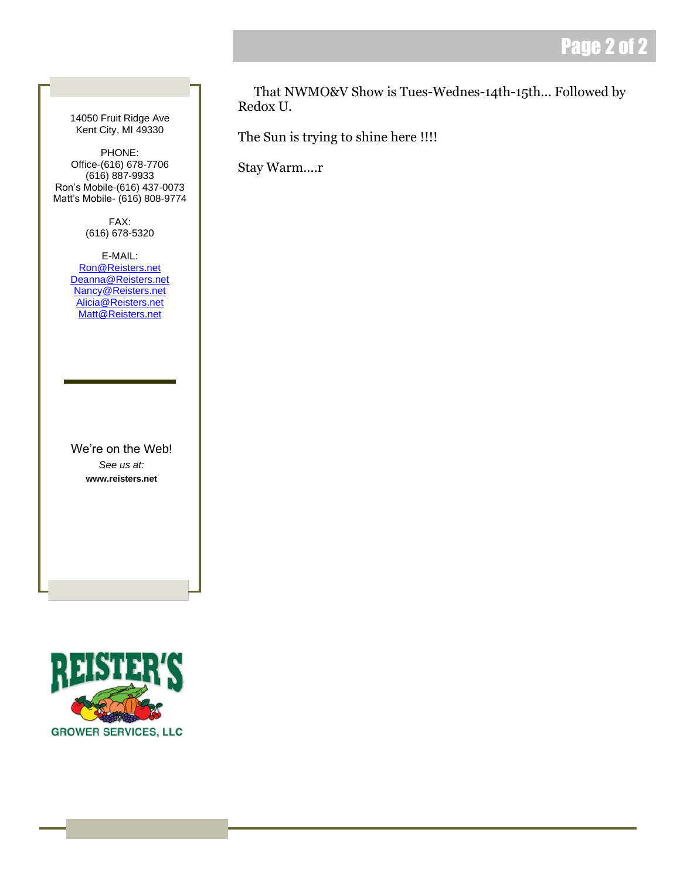That NWMO&V Show is Tues-Wednes-14th-15th... Followed by Redox U.

The Sun is trying to shine here !!!!

Stay Warm....r

14050 Fruit Ridge Ave
Kent City, MI 49330

PHONE:
Office-(616) 678-7706
(616) 887-9933
Ron's Mobile-(616) 437-0073
Matt's Mobile- (616) 808-9774

FAX:
(616) 678-5320

E-MAIL:
Ron@Reisters.net
Deanna@Reisters.net
Nancy@Reisters.net
Alicia@Reisters.net
Matt@Reisters.net

We're on the Web!

*See us at:*

**www.reisters.net**

REISTER'S
GROWER SERVICES, LLC